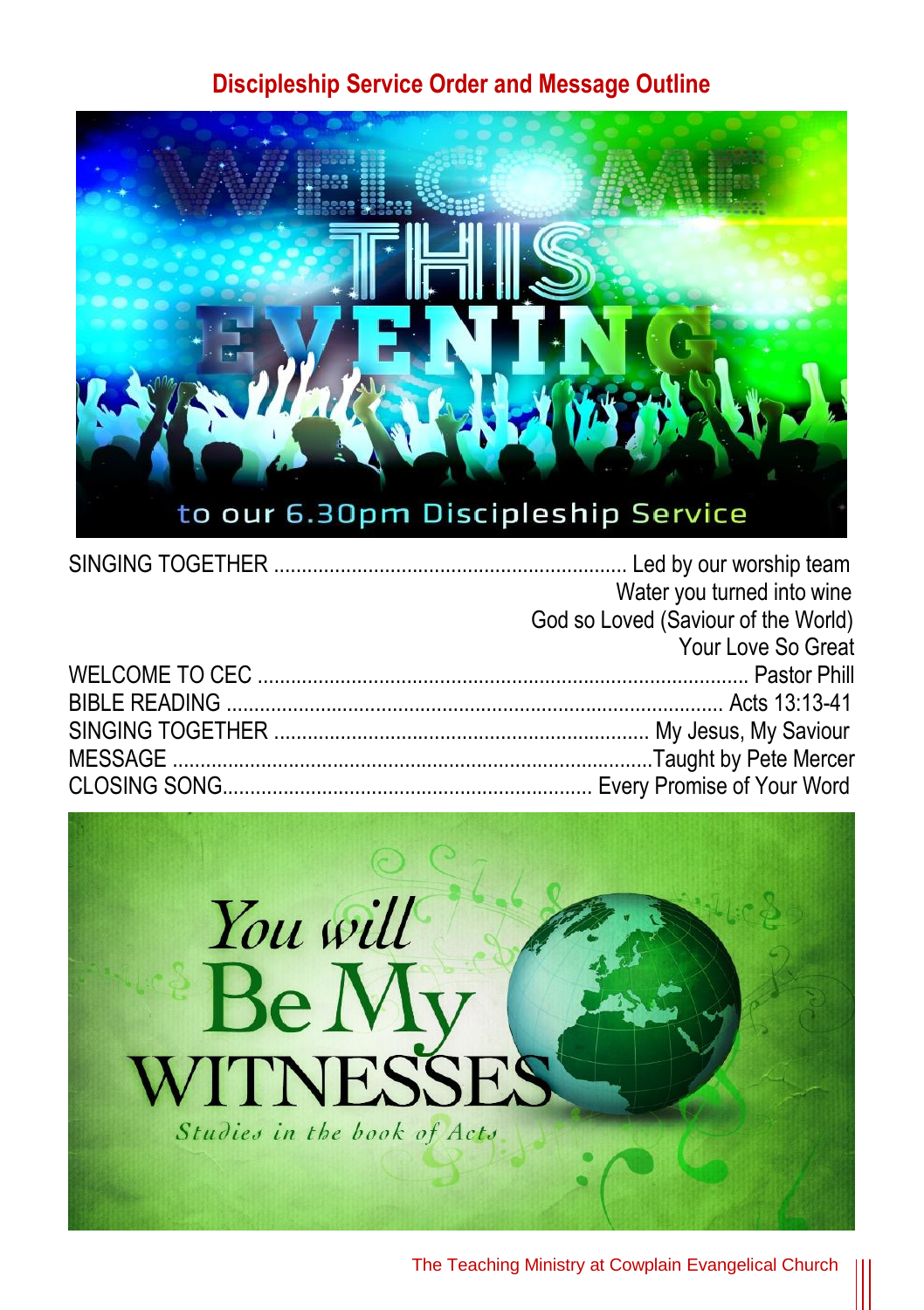## Discipleship Service Order and Message Outline

| | |
|---|---|
| SINGING TOGETHER | Led by our worship team |
| | Water you turned into wine |
| | God so Loved (Saviour of the World) |
| | Your Love So Great |
| WELCOME TO CEC | Pastor Phill |
| BIBLE READING | Acts 13:13-41 |
| SINGING TOGETHER | My Jesus, My Saviour |
| MESSAGE | Taught by Pete Mercer |
| CLOSING SONG | Every Promise of Your Word |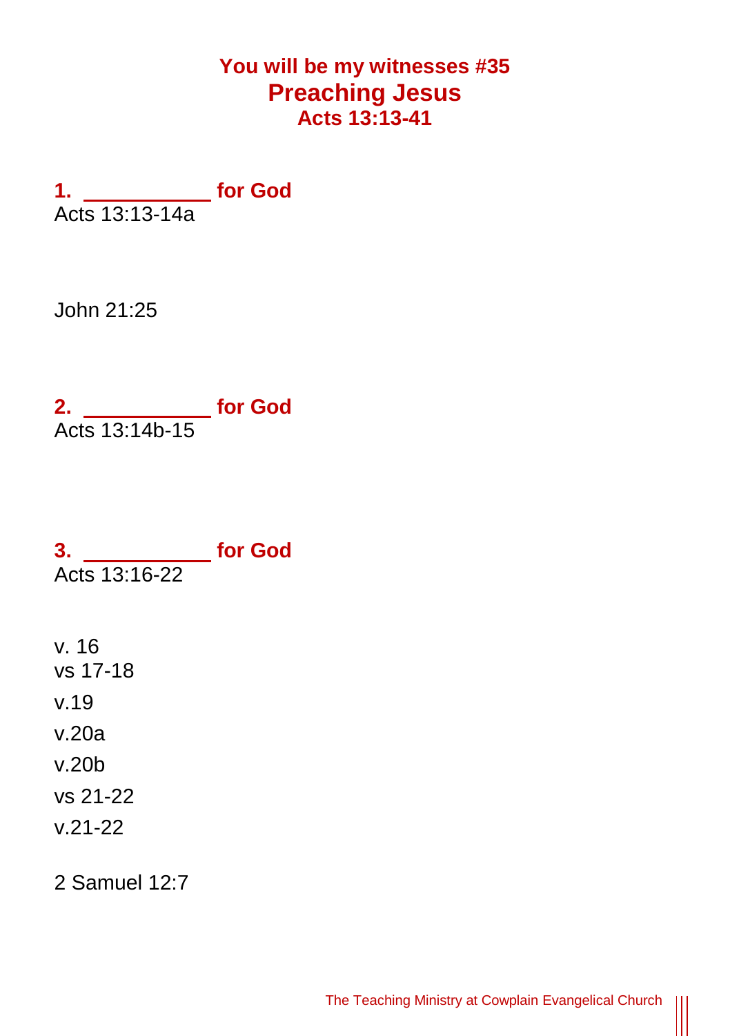# You will be my witnesses #35

## Preaching Jesus

### Acts 13:13-41

**1. ___________ for God**

Acts 13:13-14a

John 21:25

**2. ___________ for God**

Acts 13:14b-15

**3. ___________ for God**

Acts 13:16-22

v. 16

vs 17-18

v.19

v.20a

v.20b

vs 21-22

v.21-22

2 Samuel 12:7

The Teaching Ministry at Cowplain Evangelical Church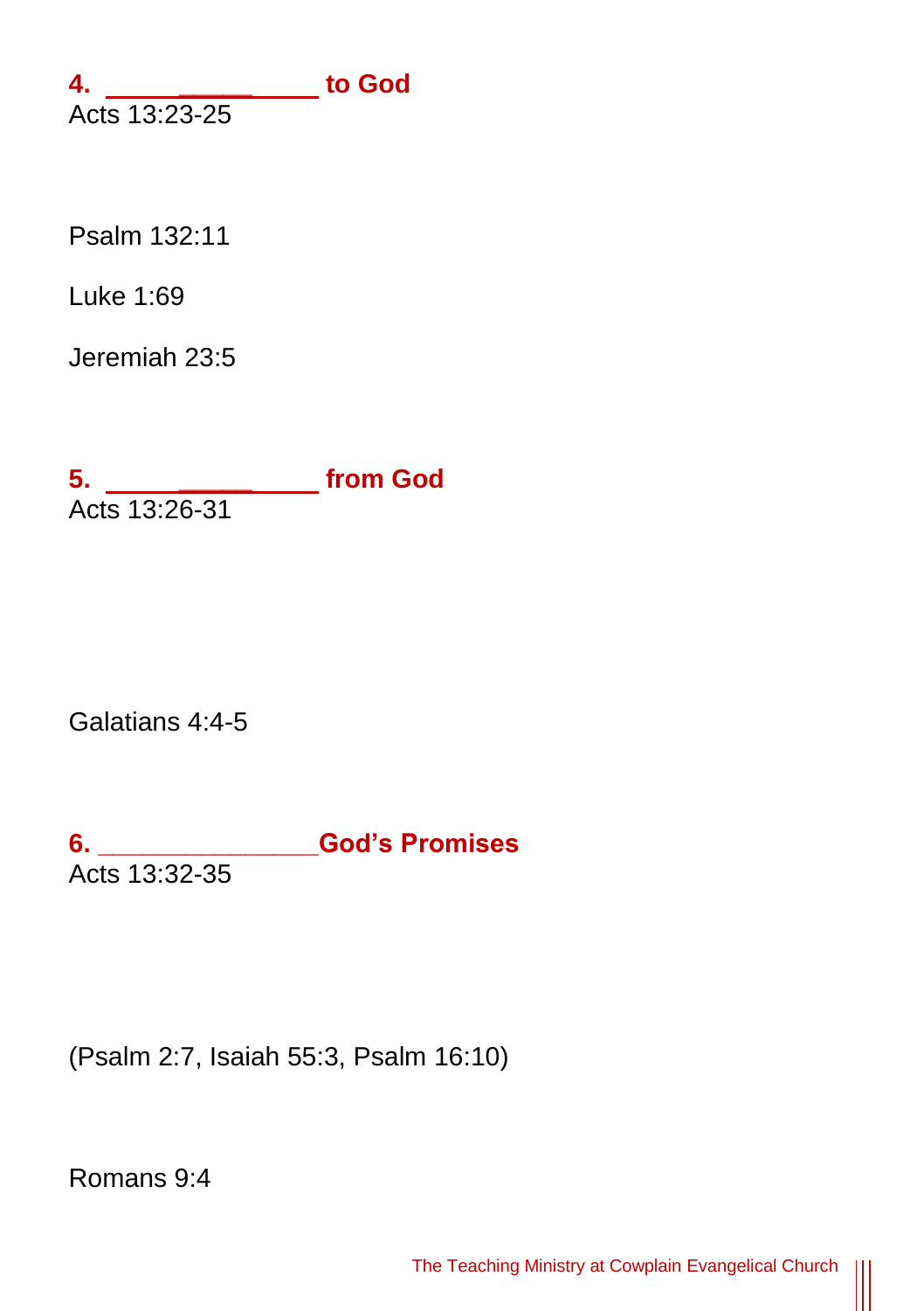**4. ____________ to God**

Acts 13:23-25

Psalm 132:11

Luke 1:69

Jeremiah 23:5

**5. ____________ from God**

Acts 13:26-31

Galatians 4:4-5

**6. ______________God's Promises**

Acts 13:32-35

(Psalm 2:7, Isaiah 55:3, Psalm 16:10)

Romans 9:4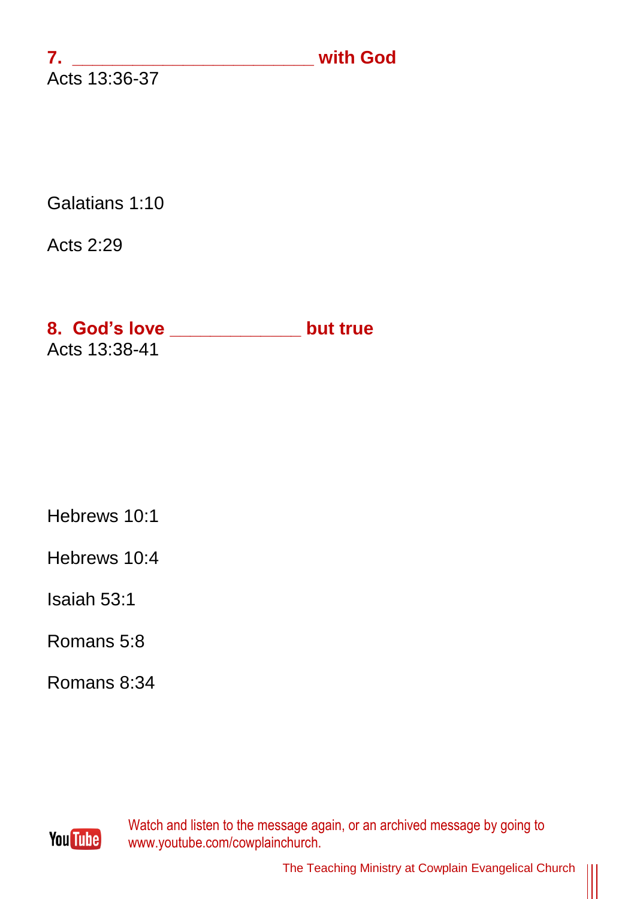**7. ________________________ with God**

Acts 13:36-37

Galatians 1:10

Acts 2:29

**8. God’s love _____________ but true**

Acts 13:38-41

Hebrews 10:1

Hebrews 10:4

Isaiah 53:1

Romans 5:8

Romans 8:34

Watch and listen to the message again, or an archived message by going to www.youtube.com/cowplainchurch.

The Teaching Ministry at Cowplain Evangelical Church